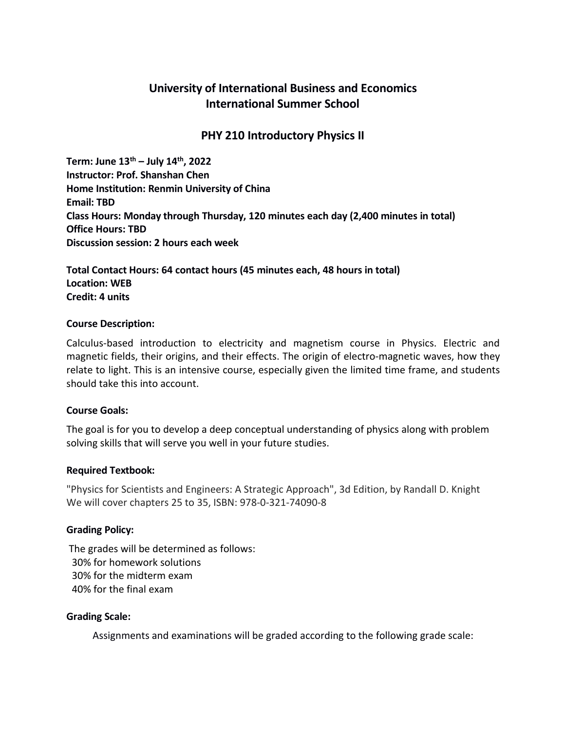# University of International Business and Economics
# International Summer School

## PHY 210 Introductory Physics II

**Term: June 13th – July 14th, 2022**
**Instructor: Prof. Shanshan Chen**
**Home Institution: Renmin University of China**
**Email: TBD**
**Class Hours: Monday through Thursday, 120 minutes each day (2,400 minutes in total)**
**Office Hours: TBD**
**Discussion session: 2 hours each week**

**Total Contact Hours: 64 contact hours (45 minutes each, 48 hours in total)**
**Location: WEB**
**Credit: 4 units**

### Course Description:

Calculus-based introduction to electricity and magnetism course in Physics. Electric and magnetic fields, their origins, and their effects. The origin of electro-magnetic waves, how they relate to light. This is an intensive course, especially given the limited time frame, and students should take this into account.

### Course Goals:

The goal is for you to develop a deep conceptual understanding of physics along with problem solving skills that will serve you well in your future studies.

### Required Textbook:

"Physics for Scientists and Engineers: A Strategic Approach", 3d Edition, by Randall D. Knight
We will cover chapters 25 to 35, ISBN: 978-0-321-74090-8

### Grading Policy:

The grades will be determined as follows:
30% for homework solutions
30% for the midterm exam
40% for the final exam

### Grading Scale:

Assignments and examinations will be graded according to the following grade scale: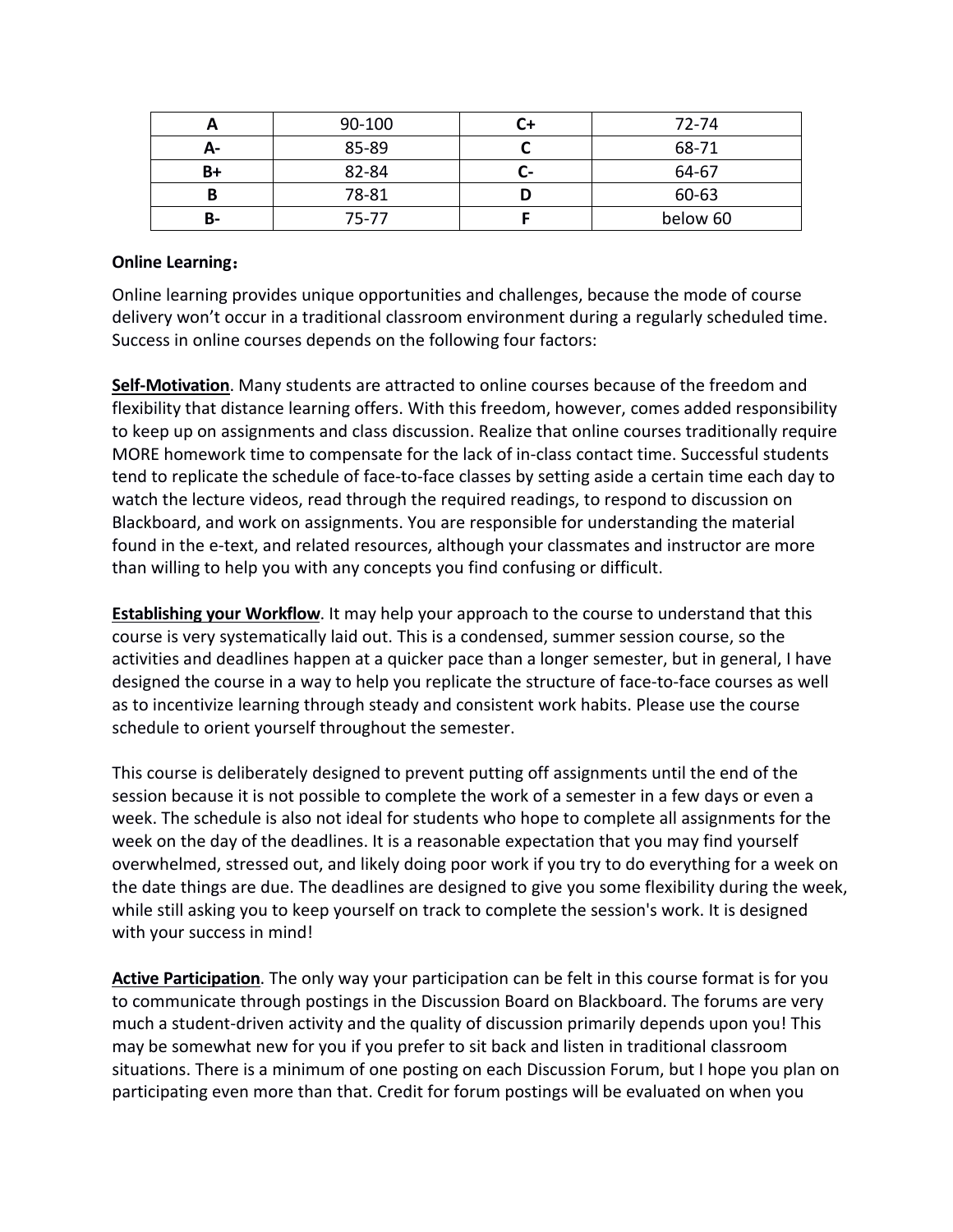| A | 90-100 | C+ | 72-74 |
|---|---|---|---|
| A- | 85-89 | C | 68-71 |
| B+ | 82-84 | C- | 64-67 |
| B | 78-81 | D | 60-63 |
| B- | 75-77 | F | below 60 |

**Online Learning：**

Online learning provides unique opportunities and challenges, because the mode of course delivery won't occur in a traditional classroom environment during a regularly scheduled time. Success in online courses depends on the following four factors:

**Self-Motivation**. Many students are attracted to online courses because of the freedom and flexibility that distance learning offers. With this freedom, however, comes added responsibility to keep up on assignments and class discussion. Realize that online courses traditionally require MORE homework time to compensate for the lack of in-class contact time. Successful students tend to replicate the schedule of face-to-face classes by setting aside a certain time each day to watch the lecture videos, read through the required readings, to respond to discussion on Blackboard, and work on assignments. You are responsible for understanding the material found in the e-text, and related resources, although your classmates and instructor are more than willing to help you with any concepts you find confusing or difficult.

**Establishing your Workflow**. It may help your approach to the course to understand that this course is very systematically laid out. This is a condensed, summer session course, so the activities and deadlines happen at a quicker pace than a longer semester, but in general, I have designed the course in a way to help you replicate the structure of face-to-face courses as well as to incentivize learning through steady and consistent work habits. Please use the course schedule to orient yourself throughout the semester.

This course is deliberately designed to prevent putting off assignments until the end of the session because it is not possible to complete the work of a semester in a few days or even a week. The schedule is also not ideal for students who hope to complete all assignments for the week on the day of the deadlines. It is a reasonable expectation that you may find yourself overwhelmed, stressed out, and likely doing poor work if you try to do everything for a week on the date things are due. The deadlines are designed to give you some flexibility during the week, while still asking you to keep yourself on track to complete the session's work. It is designed with your success in mind!

**Active Participation**. The only way your participation can be felt in this course format is for you to communicate through postings in the Discussion Board on Blackboard. The forums are very much a student-driven activity and the quality of discussion primarily depends upon you! This may be somewhat new for you if you prefer to sit back and listen in traditional classroom situations. There is a minimum of one posting on each Discussion Forum, but I hope you plan on participating even more than that. Credit for forum postings will be evaluated on when you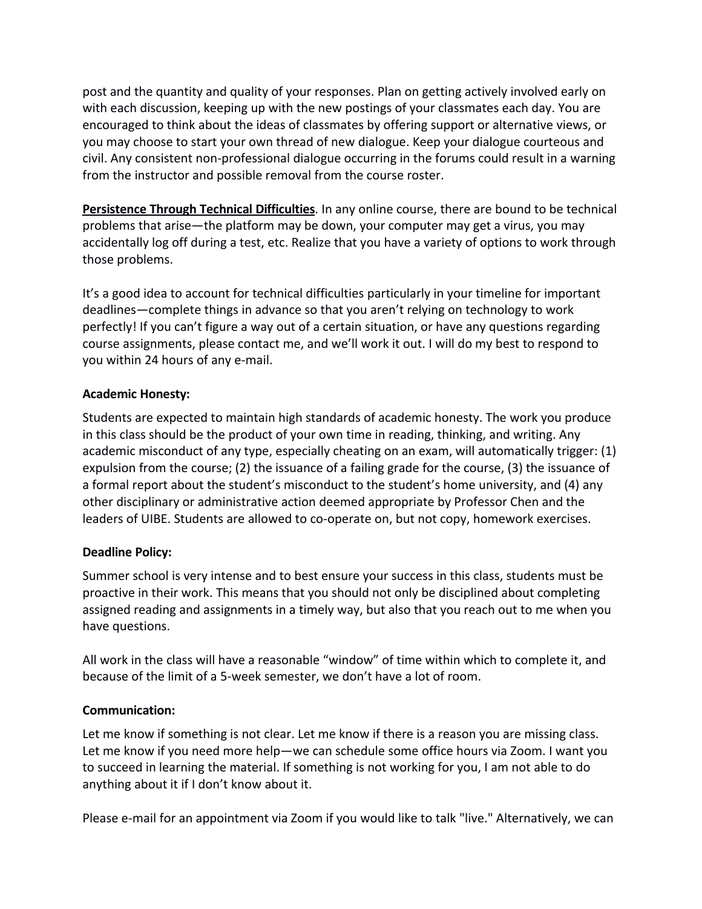post and the quantity and quality of your responses. Plan on getting actively involved early on with each discussion, keeping up with the new postings of your classmates each day. You are encouraged to think about the ideas of classmates by offering support or alternative views, or you may choose to start your own thread of new dialogue. Keep your dialogue courteous and civil. Any consistent non-professional dialogue occurring in the forums could result in a warning from the instructor and possible removal from the course roster.

**Persistence Through Technical Difficulties**. In any online course, there are bound to be technical problems that arise—the platform may be down, your computer may get a virus, you may accidentally log off during a test, etc. Realize that you have a variety of options to work through those problems.

It's a good idea to account for technical difficulties particularly in your timeline for important deadlines—complete things in advance so that you aren't relying on technology to work perfectly! If you can't figure a way out of a certain situation, or have any questions regarding course assignments, please contact me, and we'll work it out. I will do my best to respond to you within 24 hours of any e-mail.

**Academic Honesty:**

Students are expected to maintain high standards of academic honesty. The work you produce in this class should be the product of your own time in reading, thinking, and writing. Any academic misconduct of any type, especially cheating on an exam, will automatically trigger: (1) expulsion from the course; (2) the issuance of a failing grade for the course, (3) the issuance of a formal report about the student's misconduct to the student's home university, and (4) any other disciplinary or administrative action deemed appropriate by Professor Chen and the leaders of UIBE. Students are allowed to co-operate on, but not copy, homework exercises.

**Deadline Policy:**

Summer school is very intense and to best ensure your success in this class, students must be proactive in their work. This means that you should not only be disciplined about completing assigned reading and assignments in a timely way, but also that you reach out to me when you have questions.

All work in the class will have a reasonable "window" of time within which to complete it, and because of the limit of a 5-week semester, we don't have a lot of room.

**Communication:**

Let me know if something is not clear. Let me know if there is a reason you are missing class. Let me know if you need more help—we can schedule some office hours via Zoom. I want you to succeed in learning the material. If something is not working for you, I am not able to do anything about it if I don't know about it.

Please e-mail for an appointment via Zoom if you would like to talk "live." Alternatively, we can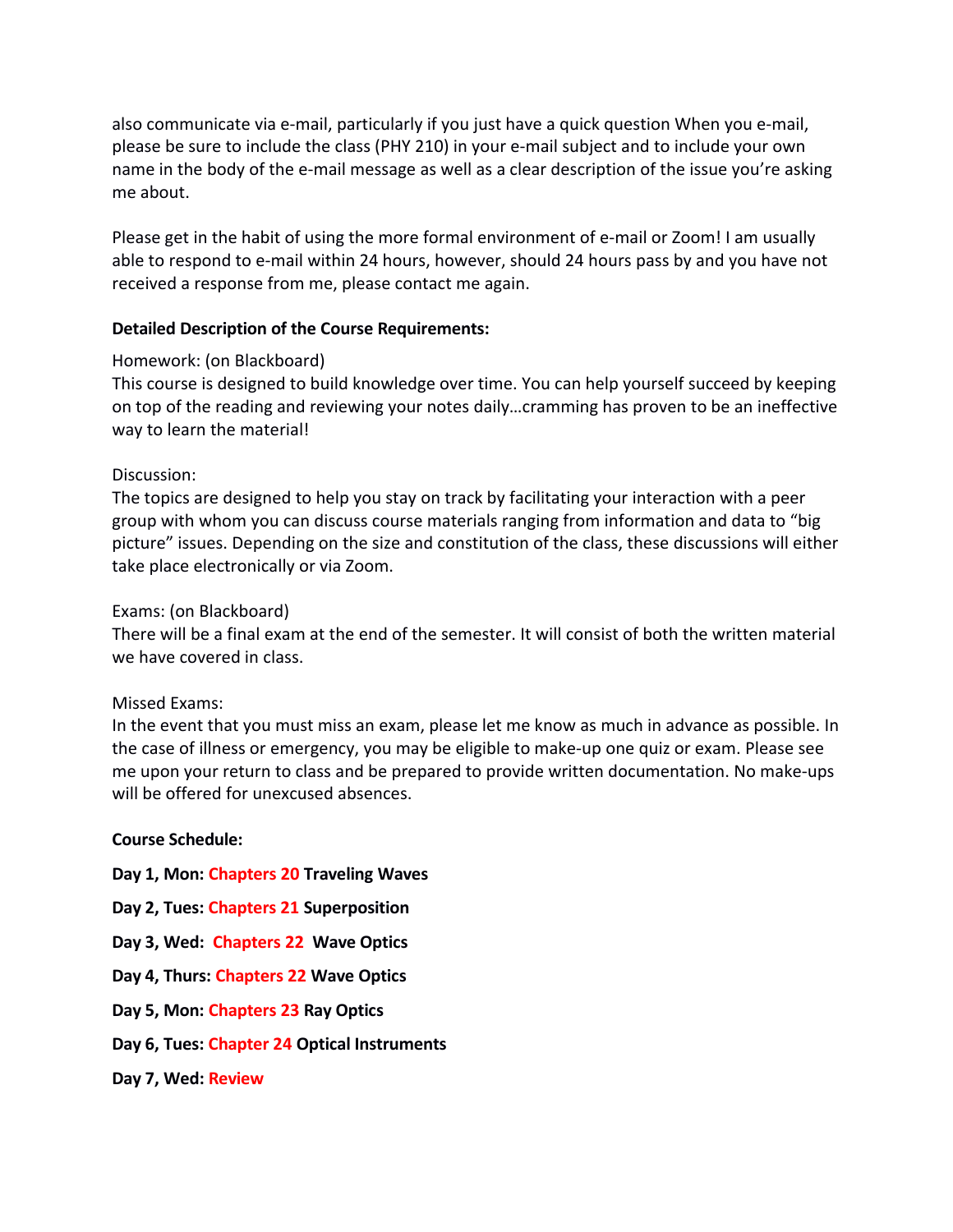also communicate via e-mail, particularly if you just have a quick question When you e-mail, please be sure to include the class (PHY 210) in your e-mail subject and to include your own name in the body of the e-mail message as well as a clear description of the issue you're asking me about.

Please get in the habit of using the more formal environment of e-mail or Zoom! I am usually able to respond to e-mail within 24 hours, however, should 24 hours pass by and you have not received a response from me, please contact me again.

**Detailed Description of the Course Requirements:**

Homework: (on Blackboard)
This course is designed to build knowledge over time. You can help yourself succeed by keeping on top of the reading and reviewing your notes daily…cramming has proven to be an ineffective way to learn the material!

Discussion:
The topics are designed to help you stay on track by facilitating your interaction with a peer group with whom you can discuss course materials ranging from information and data to "big picture" issues. Depending on the size and constitution of the class, these discussions will either take place electronically or via Zoom.

Exams: (on Blackboard)
There will be a final exam at the end of the semester. It will consist of both the written material we have covered in class.

Missed Exams:
In the event that you must miss an exam, please let me know as much in advance as possible. In the case of illness or emergency, you may be eligible to make-up one quiz or exam. Please see me upon your return to class and be prepared to provide written documentation. No make-ups will be offered for unexcused absences.

**Course Schedule:**

**Day 1, Mon: Chapters 20 Traveling Waves**

**Day 2, Tues: Chapters 21 Superposition**

**Day 3, Wed: Chapters 22 Wave Optics**

**Day 4, Thurs: Chapters 22 Wave Optics**

**Day 5, Mon: Chapters 23 Ray Optics**

**Day 6, Tues: Chapter 24 Optical Instruments**

**Day 7, Wed: Review**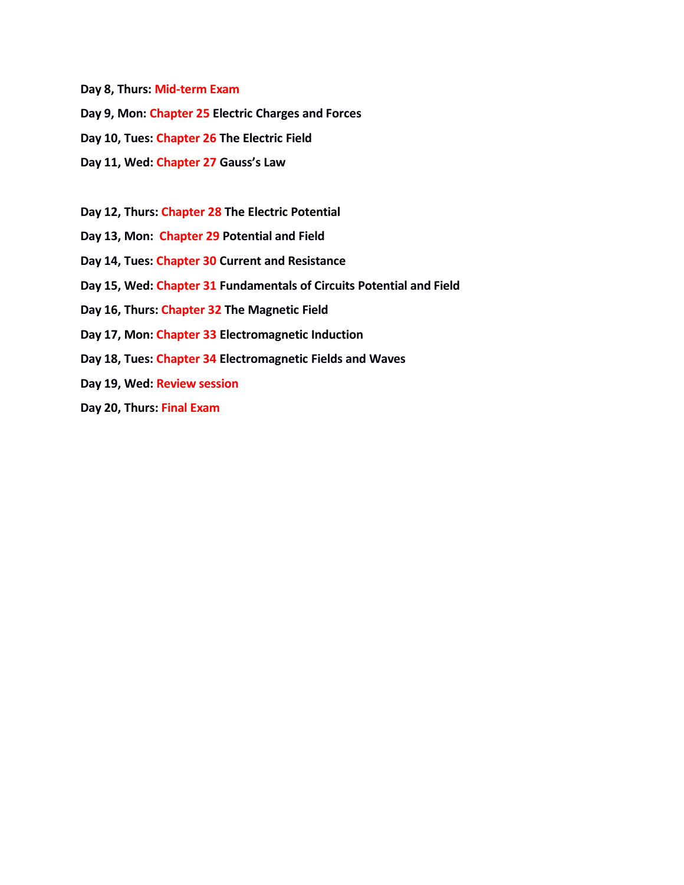**Day 8, Thurs: Mid-term Exam**

**Day 9, Mon: Chapter 25 Electric Charges and Forces**

**Day 10, Tues: Chapter 26 The Electric Field**

**Day 11, Wed: Chapter 27 Gauss's Law**

**Day 12, Thurs: Chapter 28 The Electric Potential**

**Day 13, Mon: Chapter 29 Potential and Field**

**Day 14, Tues: Chapter 30 Current and Resistance**

**Day 15, Wed: Chapter 31 Fundamentals of Circuits Potential and Field**

**Day 16, Thurs: Chapter 32 The Magnetic Field**

**Day 17, Mon: Chapter 33 Electromagnetic Induction**

**Day 18, Tues: Chapter 34 Electromagnetic Fields and Waves**

**Day 19, Wed: Review session**

**Day 20, Thurs: Final Exam**